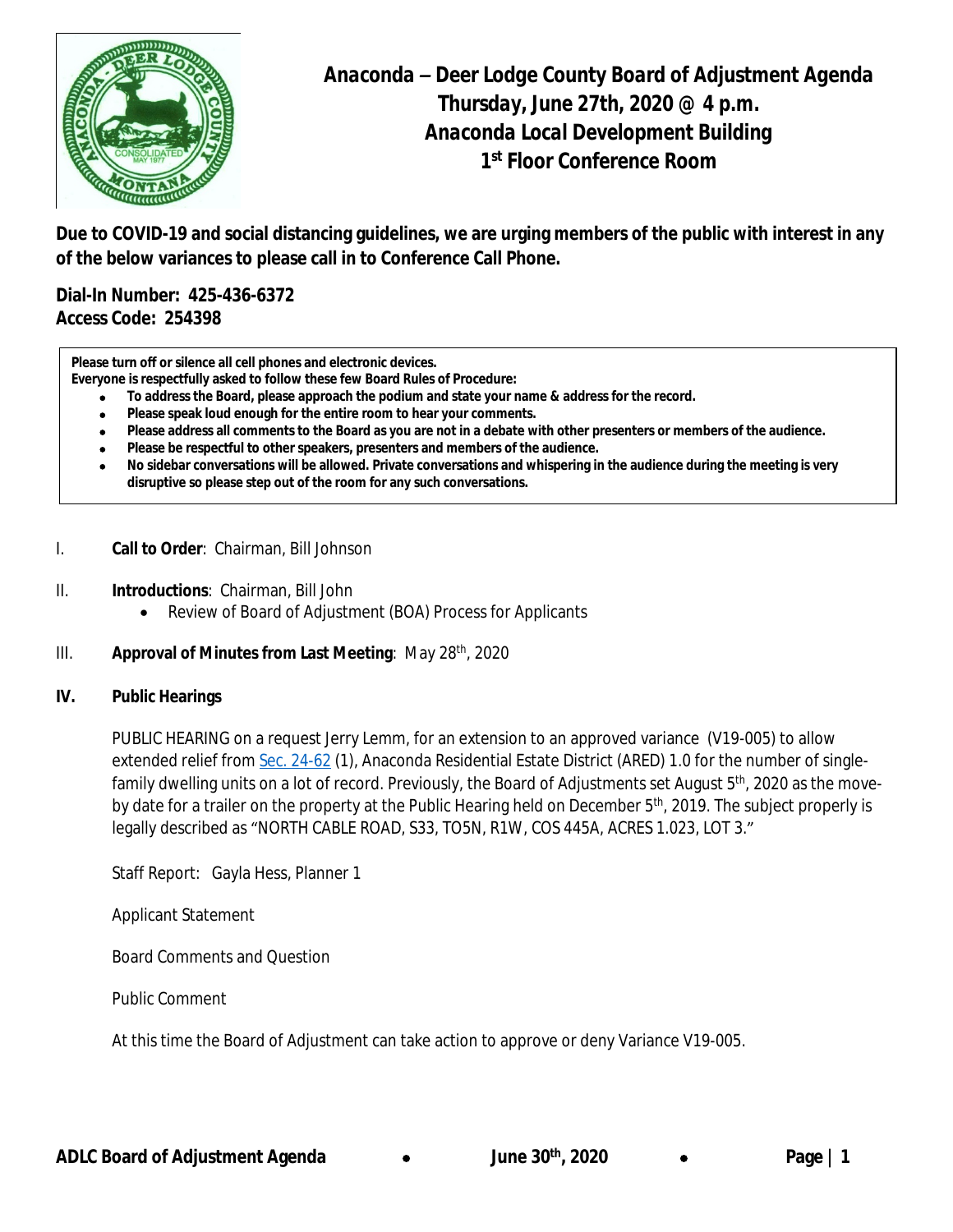# Anaconda – Deer Lodge County Board of Adjustment Agenda
## Thursday, June 27th, 2020 @ 4 p.m.
## Anaconda Local Development Building
## 1st Floor Conference Room

**Due to COVID-19 and social distancing guidelines, we are urging members of the public with interest in any of the below variances to please call in to Conference Call Phone.**

**Dial-In Number: 425-436-6372**
**Access Code: 254398**

**Please turn off or silence all cell phones and electronic devices.**
**Everyone is respectfully asked to follow these few Board Rules of Procedure:**

- **To address the Board, please approach the podium and state your name & address for the record.**
- **Please speak loud enough for the entire room to hear your comments.**
- **Please address all comments to the Board as you are not in a debate with other presenters or members of the audience.**
- **Please be respectful to other speakers, presenters and members of the audience.**
- **No sidebar conversations will be allowed. Private conversations and whispering in the audience during the meeting is very disruptive so please step out of the room for any such conversations.**

I. **Call to Order**: Chairman, Bill Johnson

II. **Introductions**: Chairman, Bill John
- Review of Board of Adjustment (BOA) Process for Applicants

III. **Approval of Minutes from Last Meeting**: May 28th, 2020

**IV. Public Hearings**

PUBLIC HEARING on a request Jerry Lemm, for an extension to an approved variance (V19-005) to allow extended relief from Sec. 24-62 (1), Anaconda Residential Estate District (ARED) 1.0 for the number of single-family dwelling units on a lot of record. Previously, the Board of Adjustments set August 5th, 2020 as the move-by date for a trailer on the property at the Public Hearing held on December 5th, 2019. The subject properly is legally described as "NORTH CABLE ROAD, S33, TO5N, R1W, COS 445A, ACRES 1.023, LOT 3."

Staff Report: Gayla Hess, Planner 1

Applicant Statement

Board Comments and Question

Public Comment

At this time the Board of Adjustment can take action to approve or deny Variance V19-005.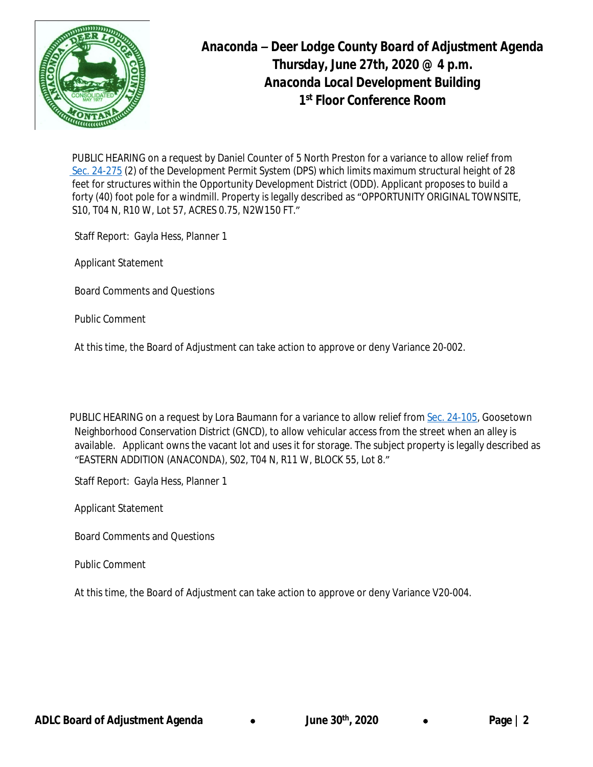# Anaconda – Deer Lodge County Board of Adjustment Agenda
## Thursday, June 27th, 2020 @ 4 p.m.
## Anaconda Local Development Building
## 1st Floor Conference Room

PUBLIC HEARING on a request by Daniel Counter of 5 North Preston for a variance to allow relief from Sec. 24-275 (2) of the Development Permit System (DPS) which limits maximum structural height of 28 feet for structures within the Opportunity Development District (ODD). Applicant proposes to build a forty (40) foot pole for a windmill. Property is legally described as "OPPORTUNITY ORIGINAL TOWNSITE, S10, T04 N, R10 W, Lot 57, ACRES 0.75, N2W150 FT."

Staff Report: Gayla Hess, Planner 1

Applicant Statement

Board Comments and Questions

Public Comment

At this time, the Board of Adjustment can take action to approve or deny Variance 20-002.

PUBLIC HEARING on a request by Lora Baumann for a variance to allow relief from Sec. 24-105, Goosetown Neighborhood Conservation District (GNCD), to allow vehicular access from the street when an alley is available. Applicant owns the vacant lot and uses it for storage. The subject property is legally described as "EASTERN ADDITION (ANACONDA), S02, T04 N, R11 W, BLOCK 55, Lot 8."

Staff Report: Gayla Hess, Planner 1

Applicant Statement

Board Comments and Questions

Public Comment

At this time, the Board of Adjustment can take action to approve or deny Variance V20-004.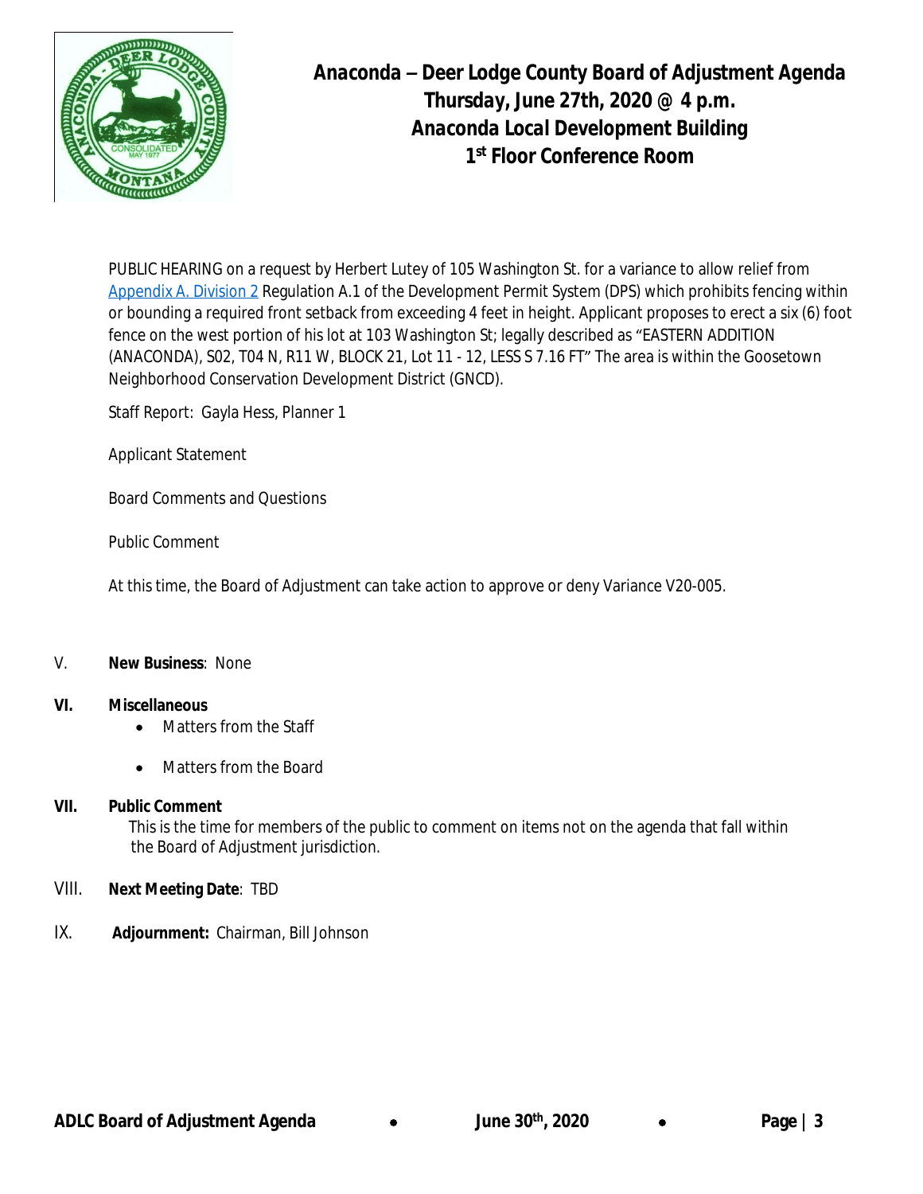# Anaconda – Deer Lodge County Board of Adjustment Agenda
## Thursday, June 27th, 2020 @ 4 p.m.
## Anaconda Local Development Building
## 1st Floor Conference Room

PUBLIC HEARING on a request by Herbert Lutey of 105 Washington St. for a variance to allow relief from Appendix A. Division 2 Regulation A.1 of the Development Permit System (DPS) which prohibits fencing within or bounding a required front setback from exceeding 4 feet in height. Applicant proposes to erect a six (6) foot fence on the west portion of his lot at 103 Washington St; legally described as "EASTERN ADDITION (ANACONDA), S02, T04 N, R11 W, BLOCK 21, Lot 11 - 12, LESS S 7.16 FT" The area is within the Goosetown Neighborhood Conservation Development District (GNCD).

Staff Report: Gayla Hess, Planner 1

Applicant Statement

Board Comments and Questions

Public Comment

At this time, the Board of Adjustment can take action to approve or deny Variance V20-005.

V. **New Business**: None

VI. **Miscellaneous**

- Matters from the Staff
- Matters from the Board

VII. **Public Comment**

This is the time for members of the public to comment on items not on the agenda that fall within the Board of Adjustment jurisdiction.

VIII. **Next Meeting Date**: TBD

IX. **Adjournment:** Chairman, Bill Johnson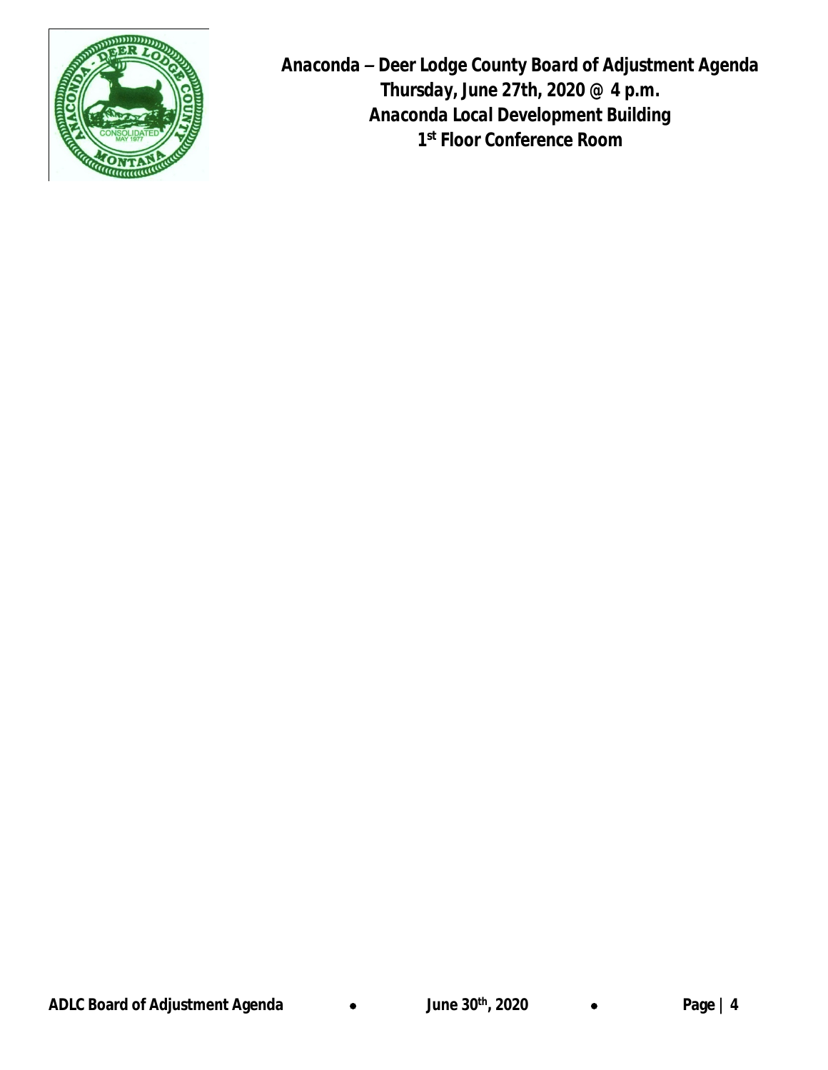**Anaconda – Deer Lodge County Board of Adjustment Agenda**
**Thursday, June 27th, 2020 @ 4 p.m.**
**Anaconda Local Development Building**
**1st Floor Conference Room**